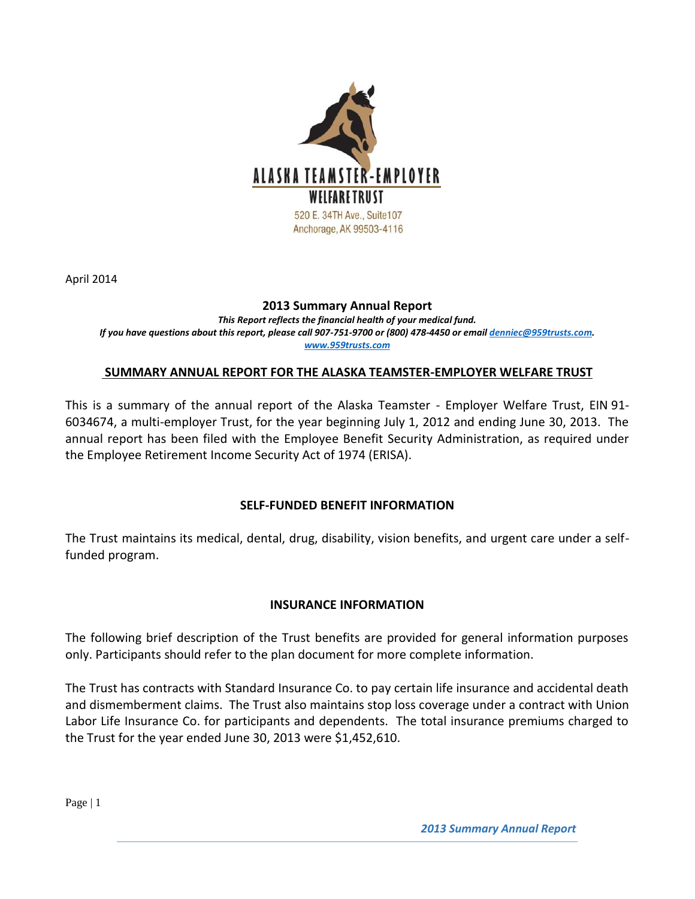**ALASKA TEAMSTER-EMPLOYER**
**WELFARE TRUST**
520 E. 34TH Ave., Suite107
Anchorage, AK 99503-4116

April 2014

## 2013 Summary Annual Report

***This Report reflects the financial health of your medical fund.***
***If you have questions about this report, please call 907-751-9700 or (800) 478-4450 or email [denniec@959trusts.com](mailto:denniec@959trusts.com).***
***[www.959trusts.com](http://www.959trusts.com)***

## SUMMARY ANNUAL REPORT FOR THE ALASKA TEAMSTER-EMPLOYER WELFARE TRUST

This is a summary of the annual report of the Alaska Teamster - Employer Welfare Trust, EIN 91-6034674, a multi-employer Trust, for the year beginning July 1, 2012 and ending June 30, 2013. The annual report has been filed with the Employee Benefit Security Administration, as required under the Employee Retirement Income Security Act of 1974 (ERISA).

### SELF-FUNDED BENEFIT INFORMATION

The Trust maintains its medical, dental, drug, disability, vision benefits, and urgent care under a self-funded program.

### INSURANCE INFORMATION

The following brief description of the Trust benefits are provided for general information purposes only. Participants should refer to the plan document for more complete information.

The Trust has contracts with Standard Insurance Co. to pay certain life insurance and accidental death and dismemberment claims. The Trust also maintains stop loss coverage under a contract with Union Labor Life Insurance Co. for participants and dependents. The total insurance premiums charged to the Trust for the year ended June 30, 2013 were $1,452,610.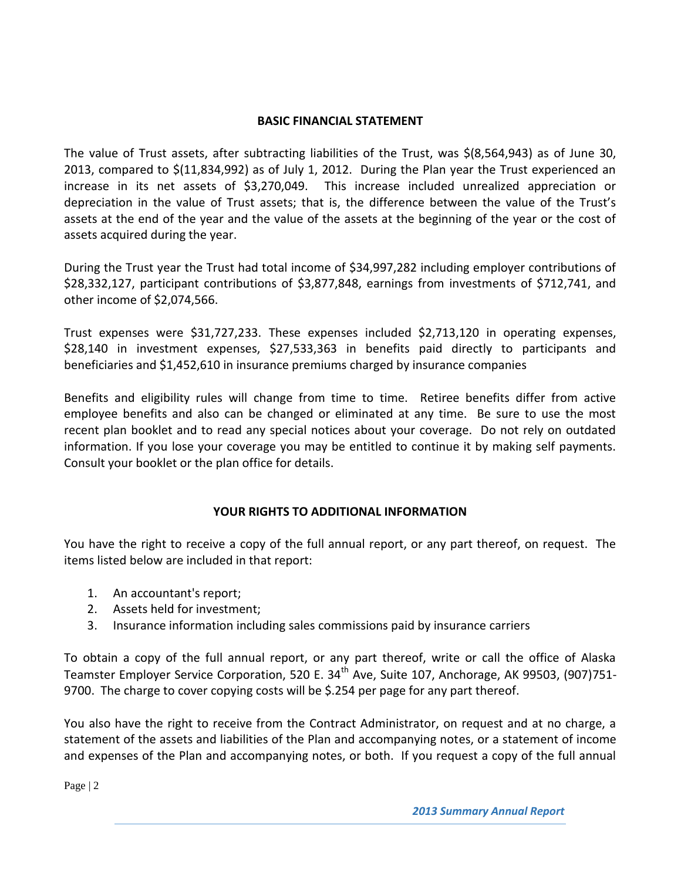## BASIC FINANCIAL STATEMENT

The value of Trust assets, after subtracting liabilities of the Trust, was $(8,564,943) as of June 30, 2013, compared to $(11,834,992) as of July 1, 2012. During the Plan year the Trust experienced an increase in its net assets of $3,270,049. This increase included unrealized appreciation or depreciation in the value of Trust assets; that is, the difference between the value of the Trust's assets at the end of the year and the value of the assets at the beginning of the year or the cost of assets acquired during the year.

During the Trust year the Trust had total income of $34,997,282 including employer contributions of $28,332,127, participant contributions of $3,877,848, earnings from investments of $712,741, and other income of $2,074,566.

Trust expenses were $31,727,233. These expenses included $2,713,120 in operating expenses, $28,140 in investment expenses, $27,533,363 in benefits paid directly to participants and beneficiaries and $1,452,610 in insurance premiums charged by insurance companies

Benefits and eligibility rules will change from time to time. Retiree benefits differ from active employee benefits and also can be changed or eliminated at any time. Be sure to use the most recent plan booklet and to read any special notices about your coverage. Do not rely on outdated information. If you lose your coverage you may be entitled to continue it by making self payments. Consult your booklet or the plan office for details.

## YOUR RIGHTS TO ADDITIONAL INFORMATION

You have the right to receive a copy of the full annual report, or any part thereof, on request. The items listed below are included in that report:

1. An accountant's report;
2. Assets held for investment;
3. Insurance information including sales commissions paid by insurance carriers

To obtain a copy of the full annual report, or any part thereof, write or call the office of Alaska Teamster Employer Service Corporation, 520 E. 34th Ave, Suite 107, Anchorage, AK 99503, (907)751-9700. The charge to cover copying costs will be $.254 per page for any part thereof.

You also have the right to receive from the Contract Administrator, on request and at no charge, a statement of the assets and liabilities of the Plan and accompanying notes, or a statement of income and expenses of the Plan and accompanying notes, or both. If you request a copy of the full annual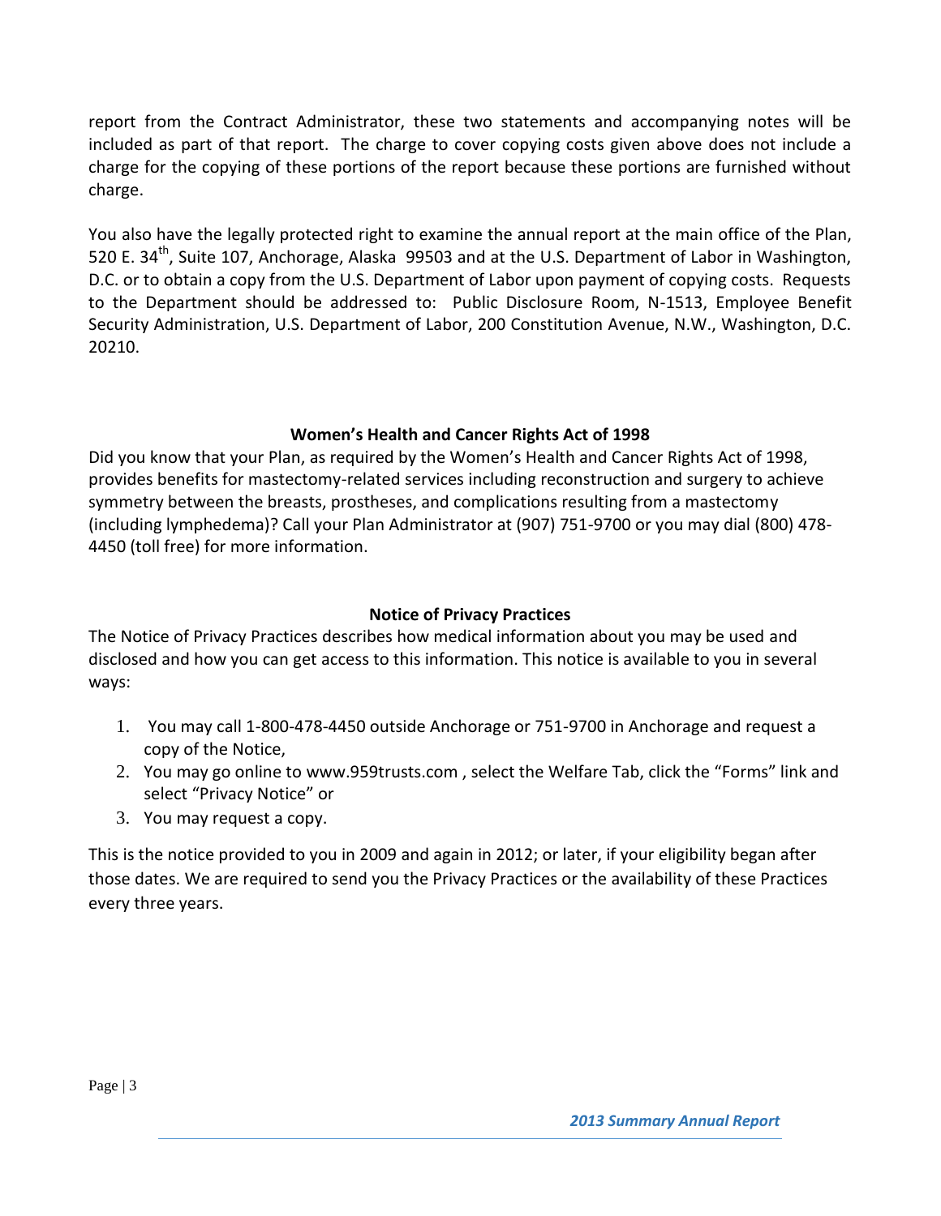report from the Contract Administrator, these two statements and accompanying notes will be included as part of that report. The charge to cover copying costs given above does not include a charge for the copying of these portions of the report because these portions are furnished without charge.

You also have the legally protected right to examine the annual report at the main office of the Plan, 520 E. 34th, Suite 107, Anchorage, Alaska 99503 and at the U.S. Department of Labor in Washington, D.C. or to obtain a copy from the U.S. Department of Labor upon payment of copying costs. Requests to the Department should be addressed to: Public Disclosure Room, N-1513, Employee Benefit Security Administration, U.S. Department of Labor, 200 Constitution Avenue, N.W., Washington, D.C. 20210.

## Women's Health and Cancer Rights Act of 1998

Did you know that your Plan, as required by the Women's Health and Cancer Rights Act of 1998, provides benefits for mastectomy-related services including reconstruction and surgery to achieve symmetry between the breasts, prostheses, and complications resulting from a mastectomy (including lymphedema)? Call your Plan Administrator at (907) 751-9700 or you may dial (800) 478-4450 (toll free) for more information.

## Notice of Privacy Practices

The Notice of Privacy Practices describes how medical information about you may be used and disclosed and how you can get access to this information. This notice is available to you in several ways:

1. You may call 1-800-478-4450 outside Anchorage or 751-9700 in Anchorage and request a copy of the Notice,
2. You may go online to www.959trusts.com , select the Welfare Tab, click the "Forms" link and select "Privacy Notice" or
3. You may request a copy.

This is the notice provided to you in 2009 and again in 2012; or later, if your eligibility began after those dates. We are required to send you the Privacy Practices or the availability of these Practices every three years.